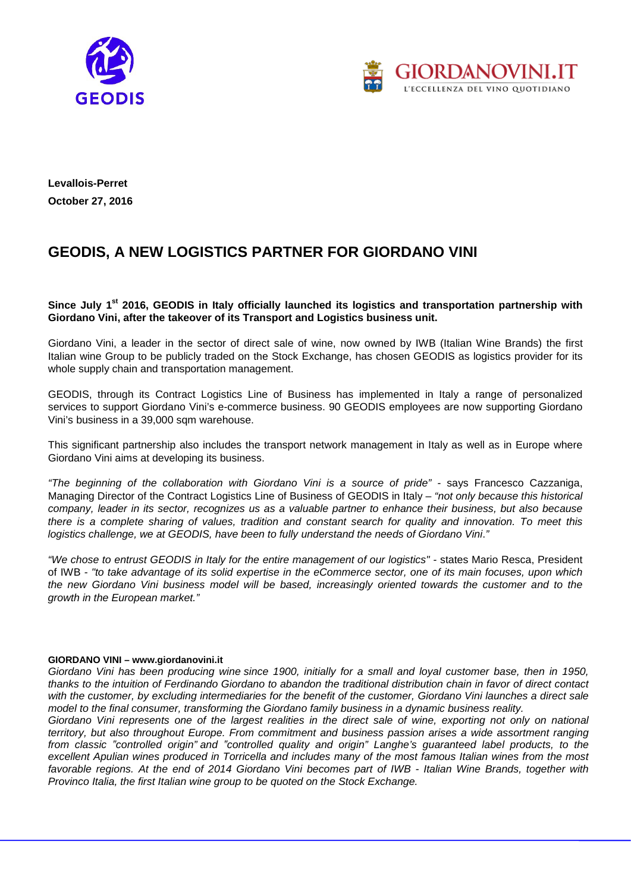**Levallois-Perret**
**October 27, 2016**

# GEODIS, A NEW LOGISTICS PARTNER FOR GIORDANO VINI

**Since July 1st 2016, GEODIS in Italy officially launched its logistics and transportation partnership with Giordano Vini, after the takeover of its Transport and Logistics business unit.**

Giordano Vini, a leader in the sector of direct sale of wine, now owned by IWB (Italian Wine Brands) the first Italian wine Group to be publicly traded on the Stock Exchange, has chosen GEODIS as logistics provider for its whole supply chain and transportation management.

GEODIS, through its Contract Logistics Line of Business has implemented in Italy a range of personalized services to support Giordano Vini's e-commerce business. 90 GEODIS employees are now supporting Giordano Vini's business in a 39,000 sqm warehouse.

This significant partnership also includes the transport network management in Italy as well as in Europe where Giordano Vini aims at developing its business.

*"The beginning of the collaboration with Giordano Vini is a source of pride"* - says Francesco Cazzaniga, Managing Director of the Contract Logistics Line of Business of GEODIS in Italy – *"not only because this historical company, leader in its sector, recognizes us as a valuable partner to enhance their business, but also because there is a complete sharing of values, tradition and constant search for quality and innovation. To meet this logistics challenge, we at GEODIS, have been to fully understand the needs of Giordano Vini."*

*"We chose to entrust GEODIS in Italy for the entire management of our logistics"* - states Mario Resca, President of IWB - *"to take advantage of its solid expertise in the eCommerce sector, one of its main focuses, upon which the new Giordano Vini business model will be based, increasingly oriented towards the customer and to the growth in the European market."*

**GIORDANO VINI – www.giordanovini.it**

*Giordano Vini has been producing wine since 1900, initially for a small and loyal customer base, then in 1950, thanks to the intuition of Ferdinando Giordano to abandon the traditional distribution chain in favor of direct contact with the customer, by excluding intermediaries for the benefit of the customer, Giordano Vini launches a direct sale model to the final consumer, transforming the Giordano family business in a dynamic business reality.*

*Giordano Vini represents one of the largest realities in the direct sale of wine, exporting not only on national territory, but also throughout Europe. From commitment and business passion arises a wide assortment ranging from classic "controlled origin" and "controlled quality and origin" Langhe's guaranteed label products, to the excellent Apulian wines produced in Torricella and includes many of the most famous Italian wines from the most favorable regions. At the end of 2014 Giordano Vini becomes part of IWB - Italian Wine Brands, together with Provinco Italia, the first Italian wine group to be quoted on the Stock Exchange.*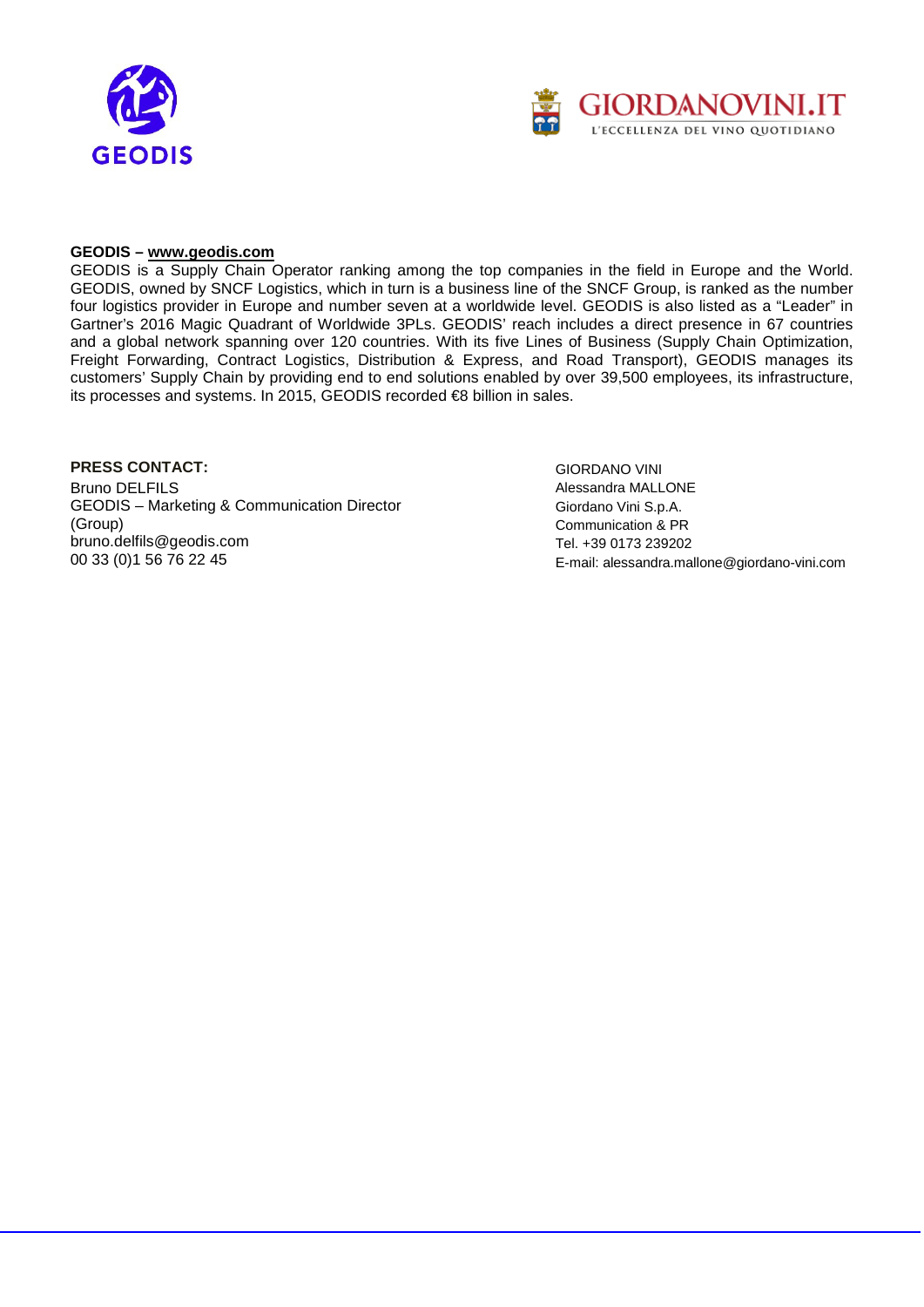**GEODIS – www.geodis.com**

GEODIS is a Supply Chain Operator ranking among the top companies in the field in Europe and the World. GEODIS, owned by SNCF Logistics, which in turn is a business line of the SNCF Group, is ranked as the number four logistics provider in Europe and number seven at a worldwide level. GEODIS is also listed as a "Leader" in Gartner's 2016 Magic Quadrant of Worldwide 3PLs. GEODIS' reach includes a direct presence in 67 countries and a global network spanning over 120 countries. With its five Lines of Business (Supply Chain Optimization, Freight Forwarding, Contract Logistics, Distribution & Express, and Road Transport), GEODIS manages its customers' Supply Chain by providing end to end solutions enabled by over 39,500 employees, its infrastructure, its processes and systems. In 2015, GEODIS recorded €8 billion in sales.

**PRESS CONTACT:**

Bruno DELFILS
GEODIS – Marketing & Communication Director (Group)
bruno.delfils@geodis.com
00 33 (0)1 56 76 22 45

GIORDANO VINI
Alessandra MALLONE
Giordano Vini S.p.A.
Communication & PR
Tel. +39 0173 239202
E-mail: alessandra.mallone@giordano-vini.com